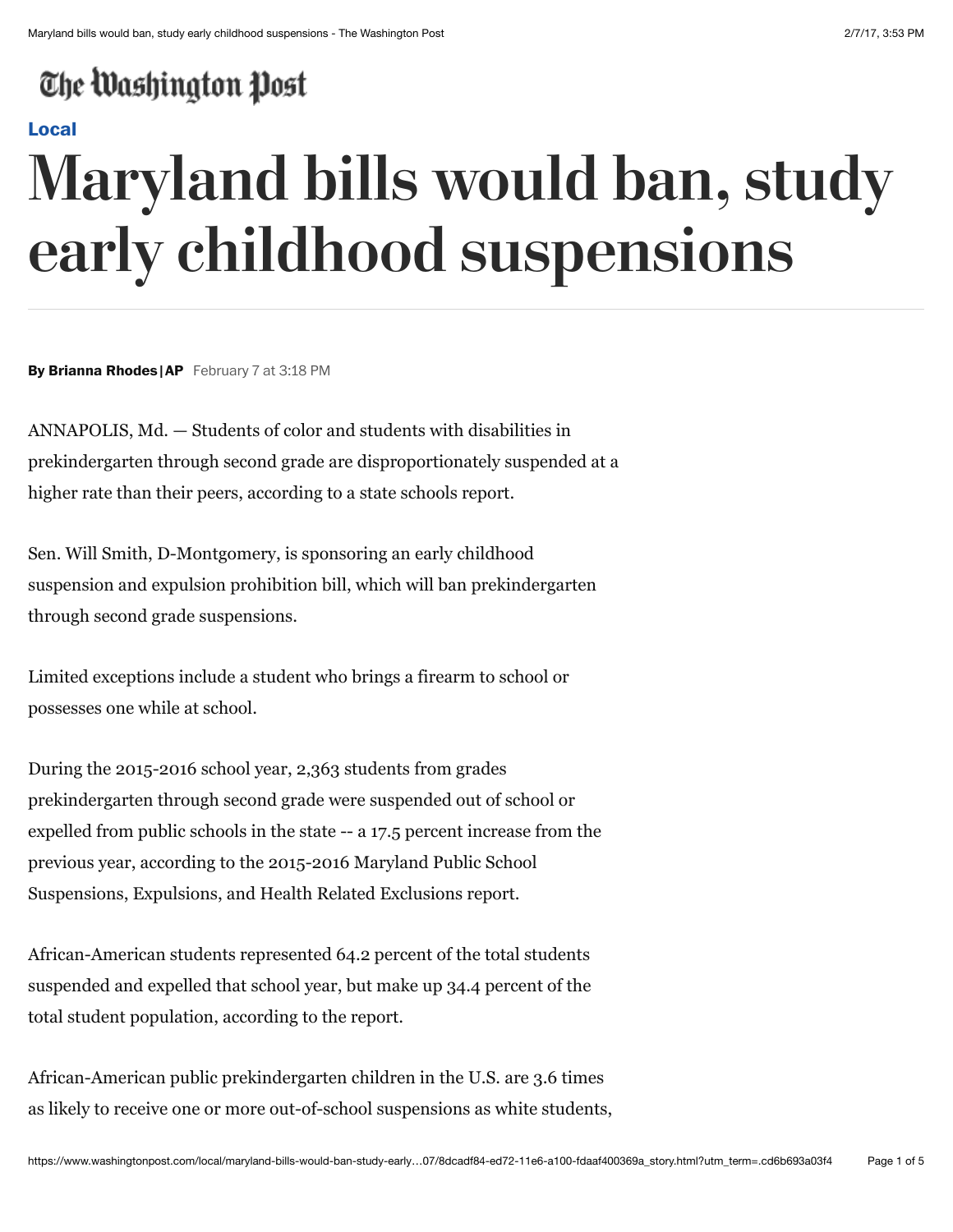The Washington Post

Local

# Maryland bills would ban, study early childhood suspensions

**By Brianna Rhodes | AP** February 7 at 3:18 PM

ANNAPOLIS, Md. — Students of color and students with disabilities in prekindergarten through second grade are disproportionately suspended at a higher rate than their peers, according to a state schools report.

Sen. Will Smith, D-Montgomery, is sponsoring an early childhood suspension and expulsion prohibition bill, which will ban prekindergarten through second grade suspensions.

Limited exceptions include a student who brings a firearm to school or possesses one while at school.

During the 2015-2016 school year, 2,363 students from grades prekindergarten through second grade were suspended out of school or expelled from public schools in the state -- a 17.5 percent increase from the previous year, according to the 2015-2016 Maryland Public School Suspensions, Expulsions, and Health Related Exclusions report.

African-American students represented 64.2 percent of the total students suspended and expelled that school year, but make up 34.4 percent of the total student population, according to the report.

African-American public prekindergarten children in the U.S. are 3.6 times as likely to receive one or more out-of-school suspensions as white students,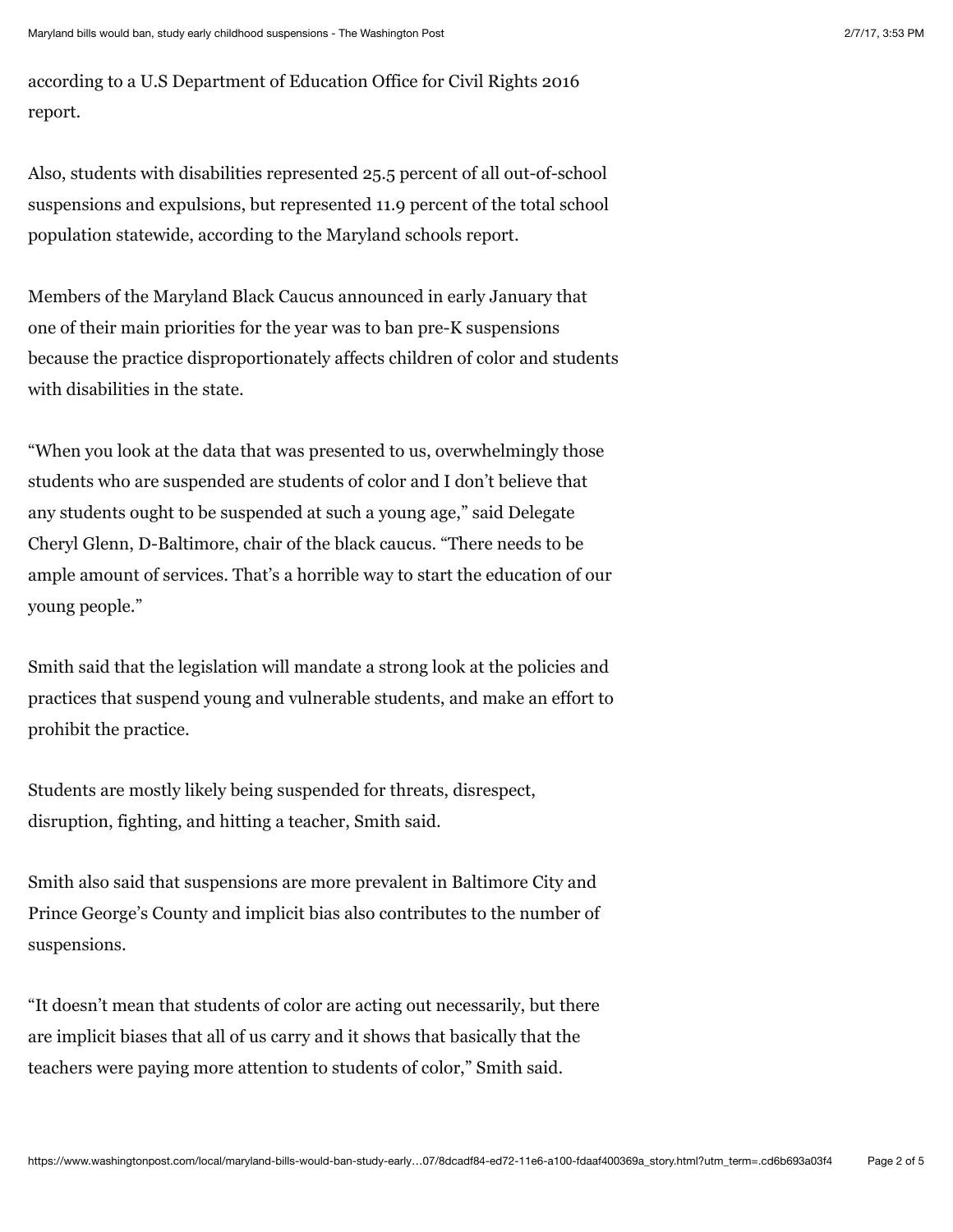according to a U.S Department of Education Office for Civil Rights 2016 report.

Also, students with disabilities represented 25.5 percent of all out-of-school suspensions and expulsions, but represented 11.9 percent of the total school population statewide, according to the Maryland schools report.

Members of the Maryland Black Caucus announced in early January that one of their main priorities for the year was to ban pre-K suspensions because the practice disproportionately affects children of color and students with disabilities in the state.

"When you look at the data that was presented to us, overwhelmingly those students who are suspended are students of color and I don't believe that any students ought to be suspended at such a young age," said Delegate Cheryl Glenn, D-Baltimore, chair of the black caucus. "There needs to be ample amount of services. That's a horrible way to start the education of our young people."

Smith said that the legislation will mandate a strong look at the policies and practices that suspend young and vulnerable students, and make an effort to prohibit the practice.

Students are mostly likely being suspended for threats, disrespect, disruption, fighting, and hitting a teacher, Smith said.

Smith also said that suspensions are more prevalent in Baltimore City and Prince George's County and implicit bias also contributes to the number of suspensions.

"It doesn't mean that students of color are acting out necessarily, but there are implicit biases that all of us carry and it shows that basically that the teachers were paying more attention to students of color," Smith said.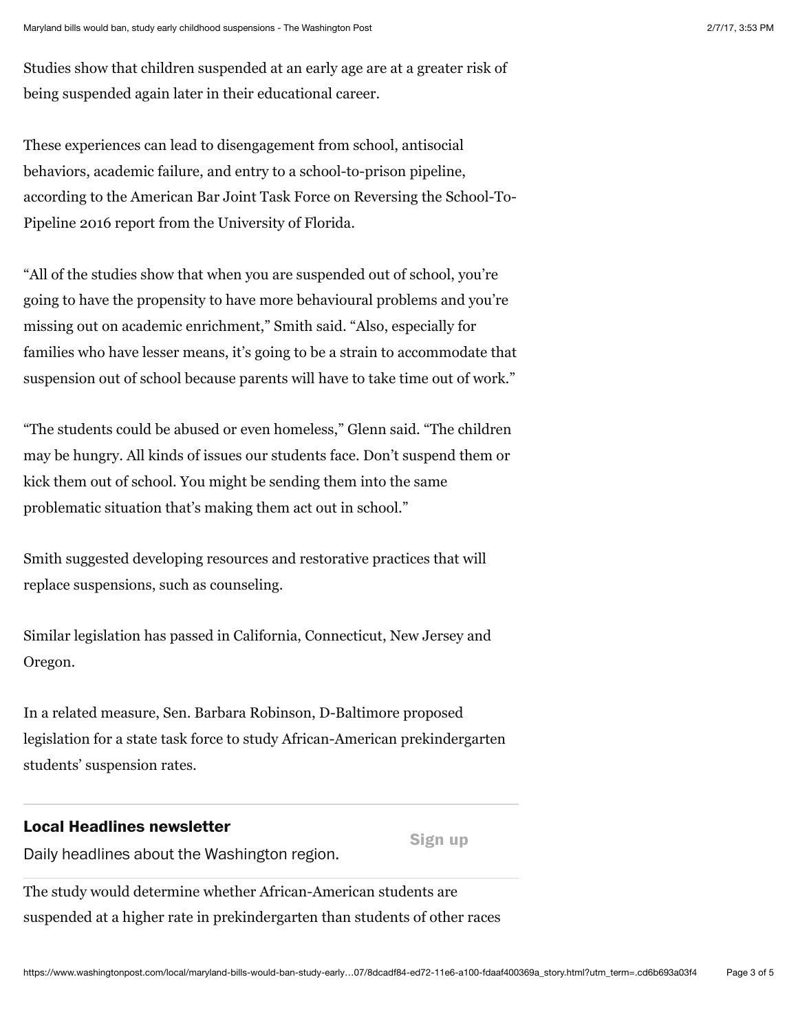Studies show that children suspended at an early age are at a greater risk of being suspended again later in their educational career.

These experiences can lead to disengagement from school, antisocial behaviors, academic failure, and entry to a school-to-prison pipeline, according to the American Bar Joint Task Force on Reversing the School-To-Pipeline 2016 report from the University of Florida.

"All of the studies show that when you are suspended out of school, you're going to have the propensity to have more behavioural problems and you're missing out on academic enrichment," Smith said. "Also, especially for families who have lesser means, it's going to be a strain to accommodate that suspension out of school because parents will have to take time out of work."

"The students could be abused or even homeless," Glenn said. "The children may be hungry. All kinds of issues our students face. Don't suspend them or kick them out of school. You might be sending them into the same problematic situation that's making them act out in school."

Smith suggested developing resources and restorative practices that will replace suspensions, such as counseling.

Similar legislation has passed in California, Connecticut, New Jersey and Oregon.

In a related measure, Sen. Barbara Robinson, D-Baltimore proposed legislation for a state task force to study African-American prekindergarten students' suspension rates.

**Local Headlines newsletter**

Daily headlines about the Washington region.

Sign up

The study would determine whether African-American students are suspended at a higher rate in prekindergarten than students of other races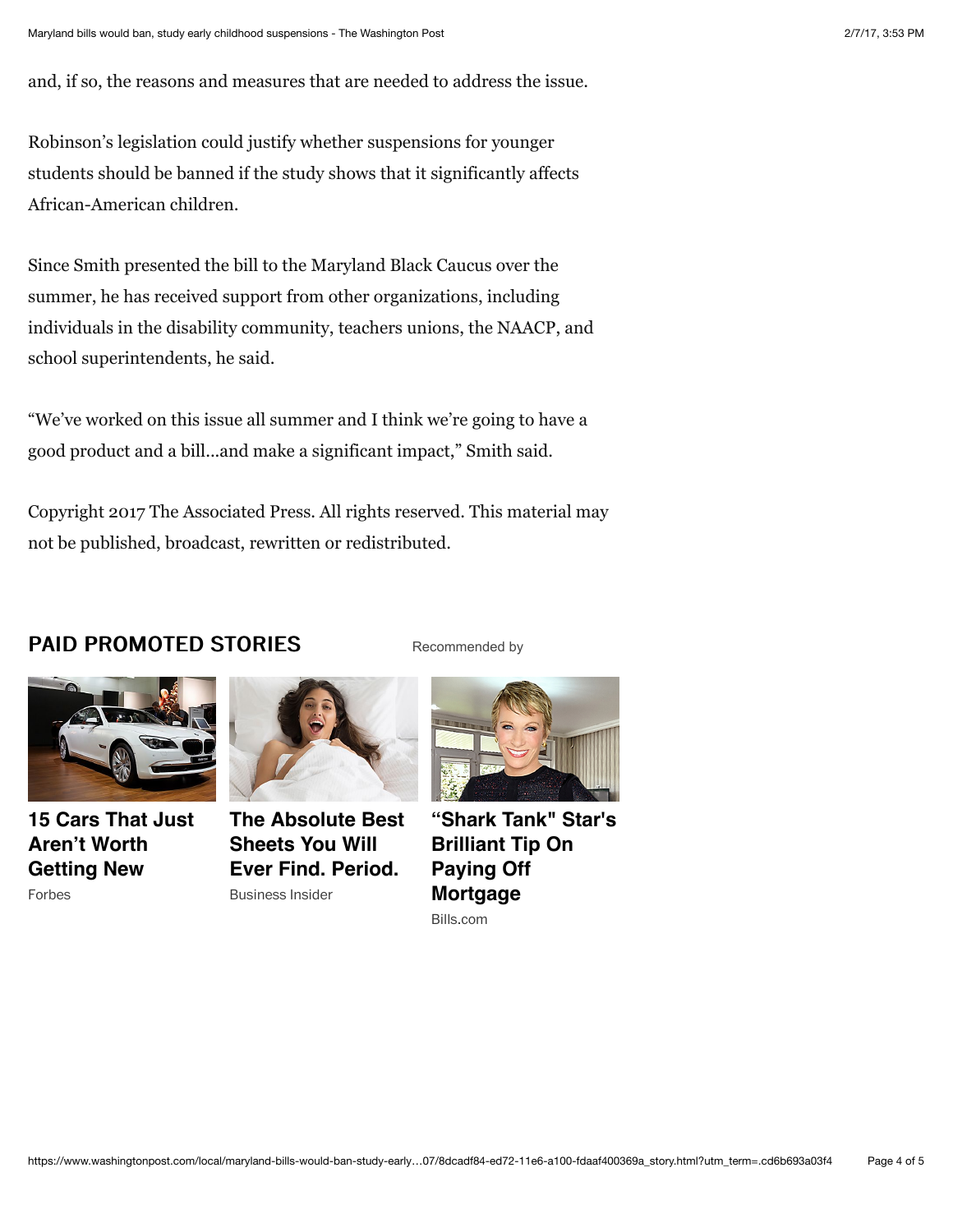and, if so, the reasons and measures that are needed to address the issue.

Robinson's legislation could justify whether suspensions for younger students should be banned if the study shows that it significantly affects African-American children.

Since Smith presented the bill to the Maryland Black Caucus over the summer, he has received support from other organizations, including individuals in the disability community, teachers unions, the NAACP, and school superintendents, he said.

"We've worked on this issue all summer and I think we're going to have a good product and a bill...and make a significant impact," Smith said.

Copyright 2017 The Associated Press. All rights reserved. This material may not be published, broadcast, rewritten or redistributed.

## PAID PROMOTED STORIES

Recommended by

**15 Cars That Just Aren't Worth Getting New**
Forbes

**The Absolute Best Sheets You Will Ever Find. Period.**
Business Insider

**"Shark Tank" Star's Brilliant Tip On Paying Off Mortgage**
Bills.com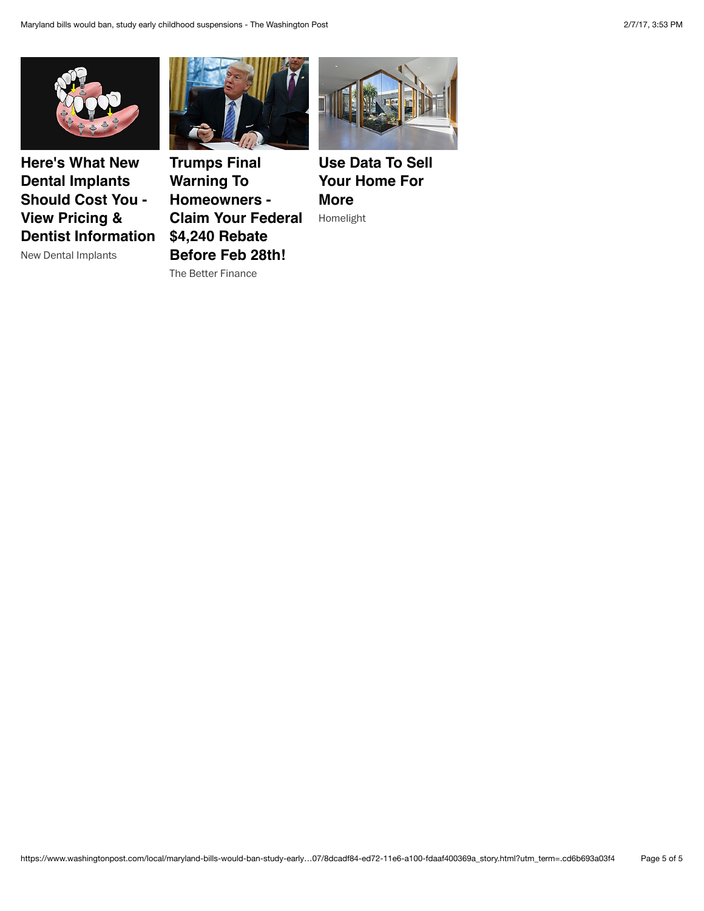**Here's What New Dental Implants Should Cost You - View Pricing & Dentist Information**

New Dental Implants

**Trumps Final Warning To Homeowners - Claim Your Federal $4,240 Rebate Before Feb 28th!**

The Better Finance

**Use Data To Sell Your Home For More**

Homelight